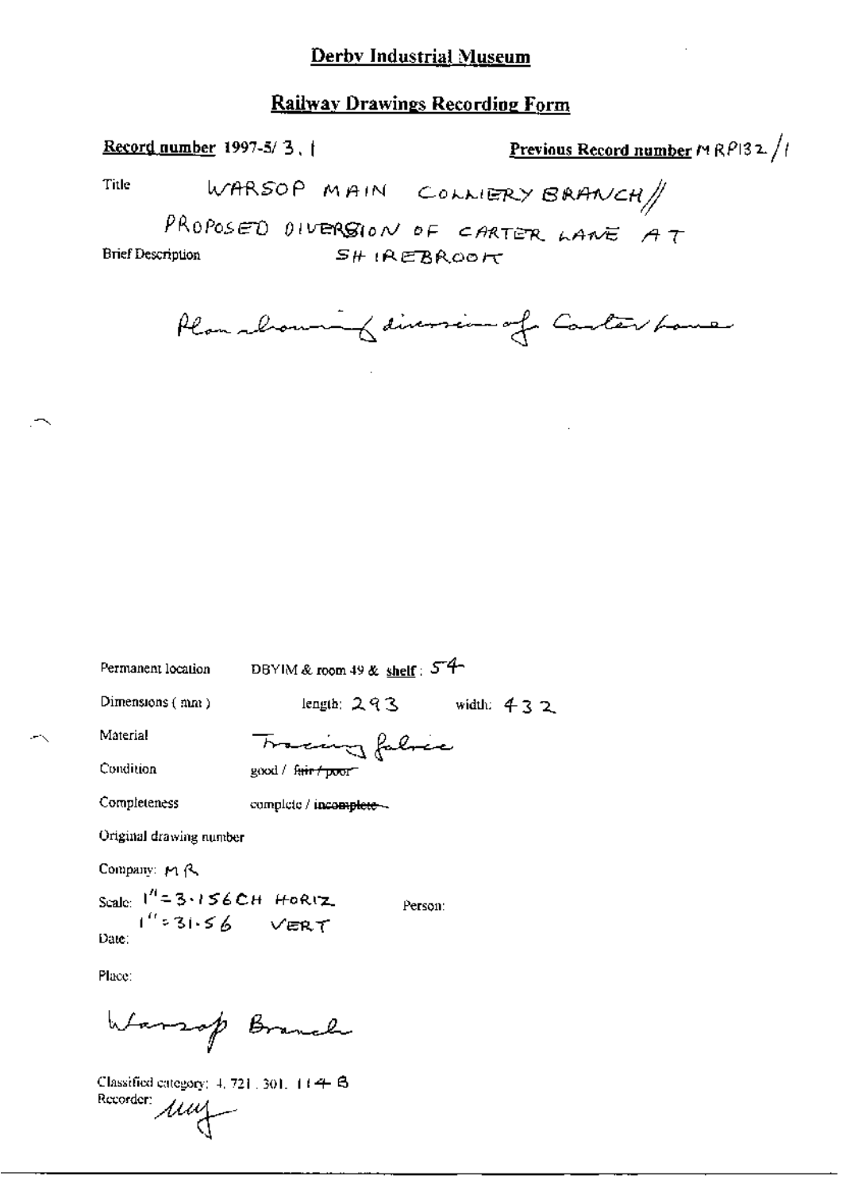## Derby Industrial Museum

## Railway Drawings Recording Form

**Record number** 1997-5/ 3 . 1 **Previous Record number** MRP132 /1

Title WARSOP MAIN COLLIERY BRANCH//
PROPOSED DIVERSION OF CARTER LANE AT SHIREBROOK

Brief Description

Plan showing diversion of Carter Lane

Permanent location DBYIM & room 49 & shelf: 54

Dimensions (mm) length: 293 width: 432

Material Tracing fabric

Condition good / ~~fair / poor~~

Completeness complete / ~~incomplete~~

Original drawing number

Company: MR

Scale: 1" = 3.156 CH HORIZ
1" = 31.56 VERT

Person:

Date:

Place:

Warsop Branch

Classified category: 4. 721. 301. 114 B

Recorder: MW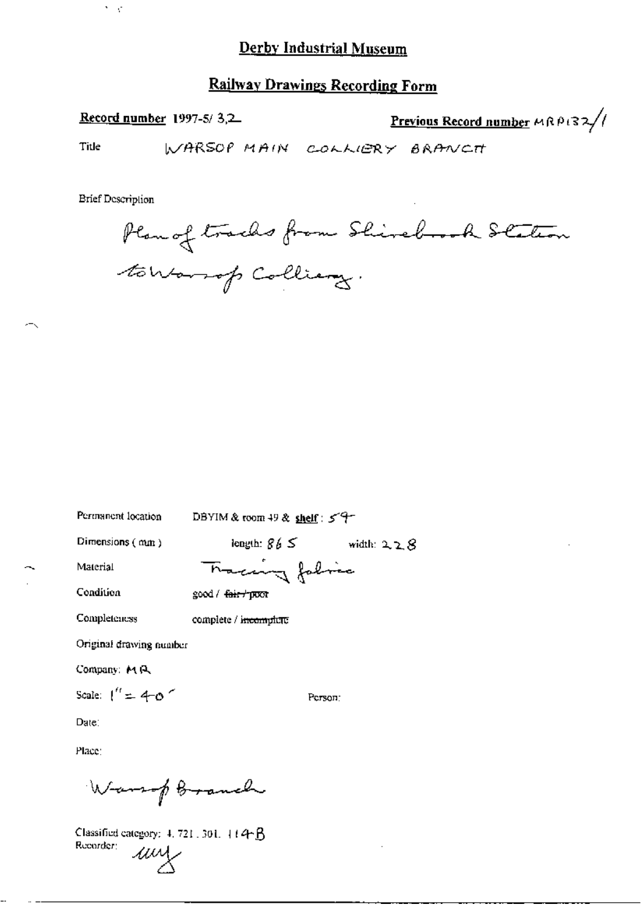## Derby Industrial Museum

## Railway Drawings Recording Form

**Record number** 1997-5/ 3,2 **Previous Record number** MRP132/1

Title WARSOP MAIN COLLIERY BRANCH

Brief Description

Plan of tracks from Shirebrook Station to Warsop Colliery.

Permanent location DBYIM & room 49 & **shelf**: 59

Dimensions (mm) length: 865 width: 228

Material Tracing fabric

Condition good / ~~fair / poor~~

Completeness complete / ~~incomplete~~

Original drawing number

Company: MR

Scale: 1" = 40'

Person:

Date:

Place:

Warsop Branch

Classified category: 4. 721. 301. 114B

Recorder: uuy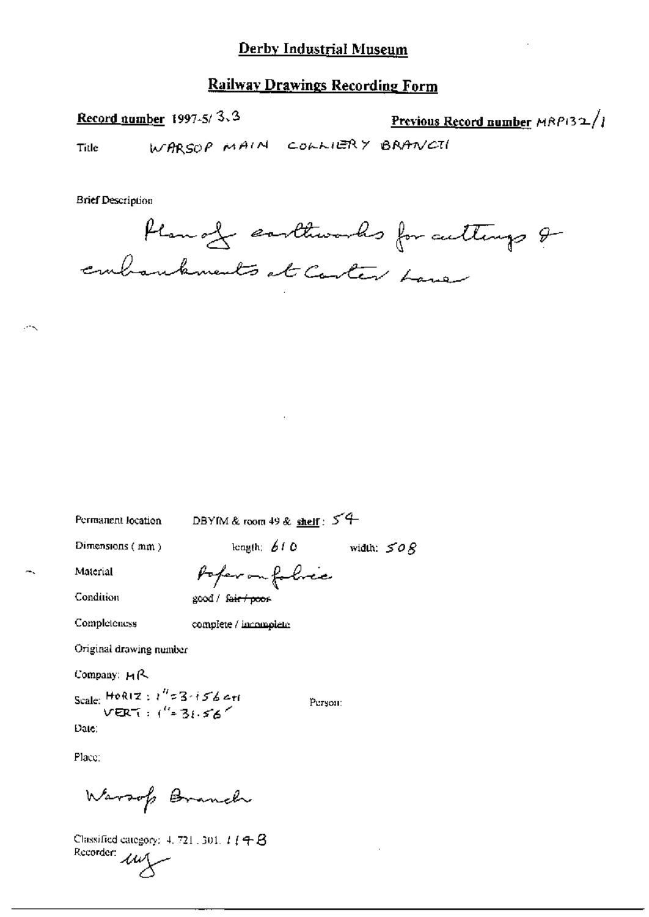# Derby Industrial Museum

## Railway Drawings Recording Form

**Record number** 1997-5/ 3.3 **Previous Record number** MRP132/1

Title WARSOP MAIN COLLIERY BRANCH

Brief Description

Plan of earthworks for cuttings & embankments at Carter Lane

Permanent location DBYIM & room 49 & **shelf**: 54

Dimensions (mm) length: 610 width: 508

Material Paper on fabric

Condition good / ~~fair / poor~~

Completeness complete / ~~incomplete~~

Original drawing number

Company: MR

Scale: HORIZ: 1" = 3·156 ch
VERT: 1" = 31·56'

Person:

Date:

Place:

Warsop Branch

Classified category: 4. 721. 301. 114B

Recorder: [initials]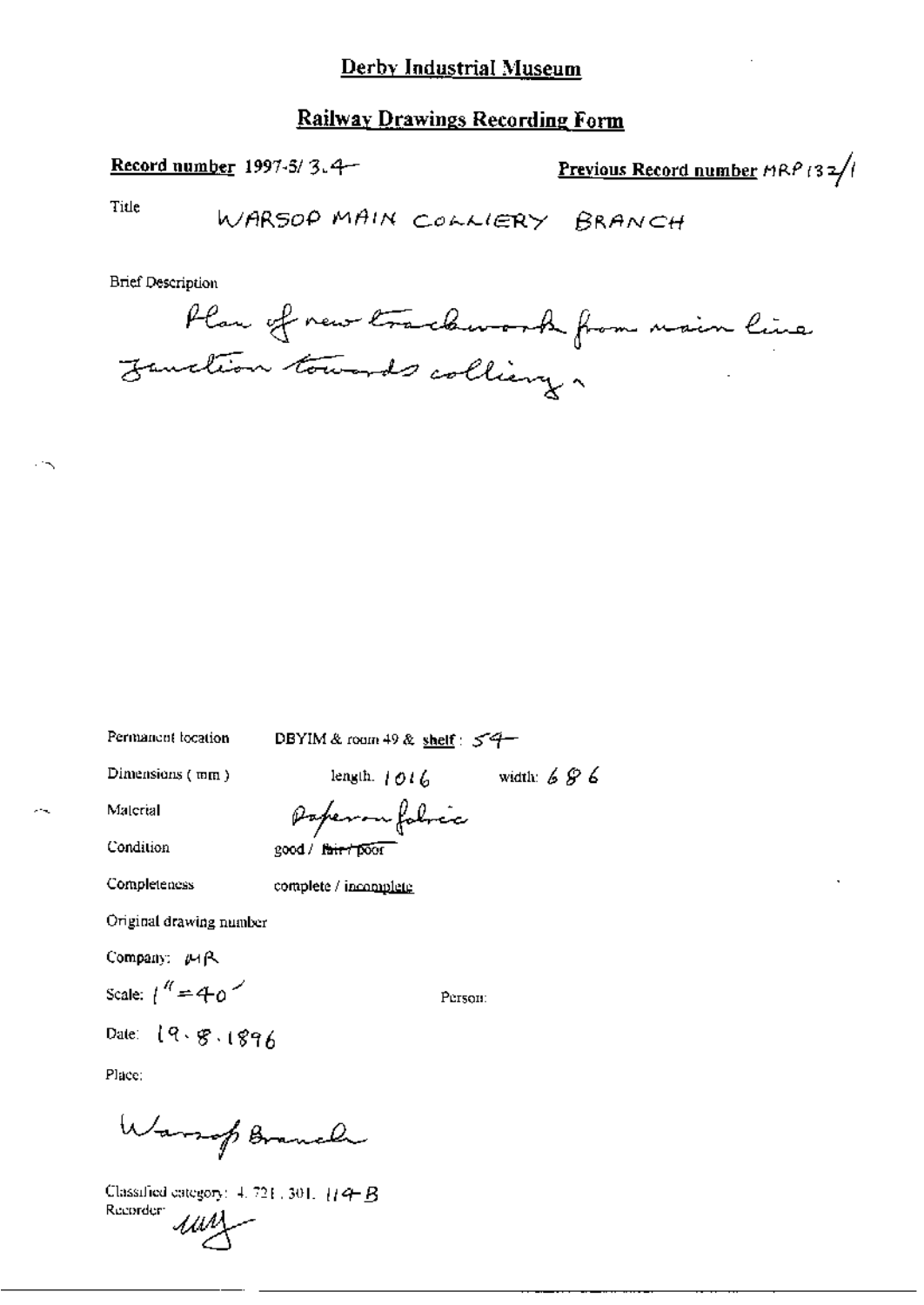## Derby Industrial Museum

## Railway Drawings Recording Form

**Record number** 1997-5/ 3.4

**Previous Record number** MRP 132/1

Title WARSOP MAIN COLLIERY BRANCH

Brief Description

Plan of new trackwork from main line junction towards colliery.

Permanent location DBYIM & room 49 & **shelf**: 54

Dimensions ( mm ) length: 1016 width: 686

Material Paper on fabric

Condition good / ~~fair / poor~~

Completeness complete / incomplete

Original drawing number

Company: MR

Scale: 1" = 40'

Person:

Date: 19.8.1896

Place:

Warsop Branch

Classified category: 4. 721. 301. 114-B

Recorder: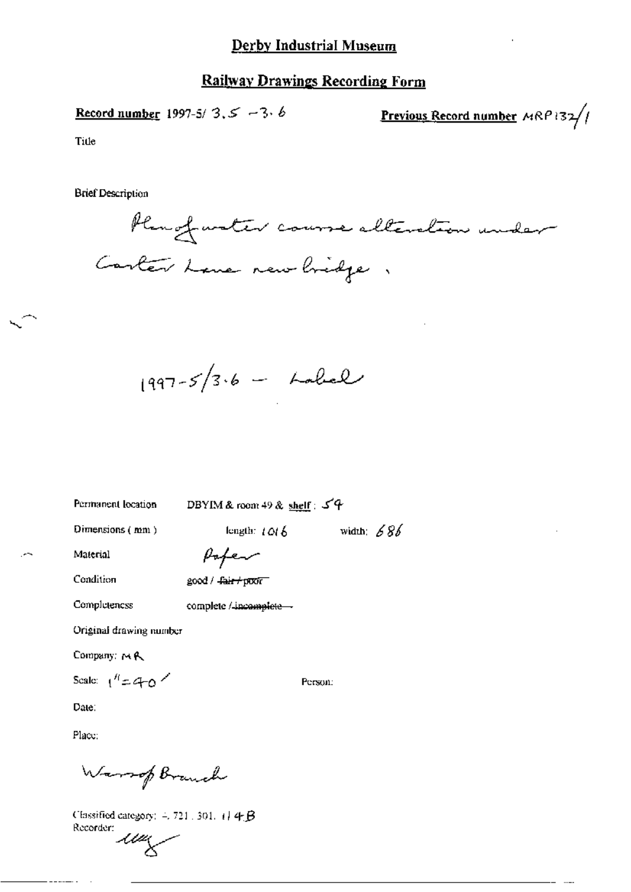# Derby Industrial Museum

## Railway Drawings Recording Form

**Record number** 1997-5/ 3.5 – 3.6

**Previous Record number** MRP132/1

Title

Brief Description

Plan of water course alteration under Carter Lane new bridge.

1997-5/3.6 – Label

Permanent location DBYIM & room 49 & shelf: 54

Dimensions (mm) length: 1016 width: 686

Material Paper

Condition good / ~~fair / poor~~

Completeness complete / ~~incomplete~~

Original drawing number

Company: MR

Scale: 1" = 40'

Person:

Date:

Place:

Warsop Branch

Classified category: 4.721.301.114B

Recorder: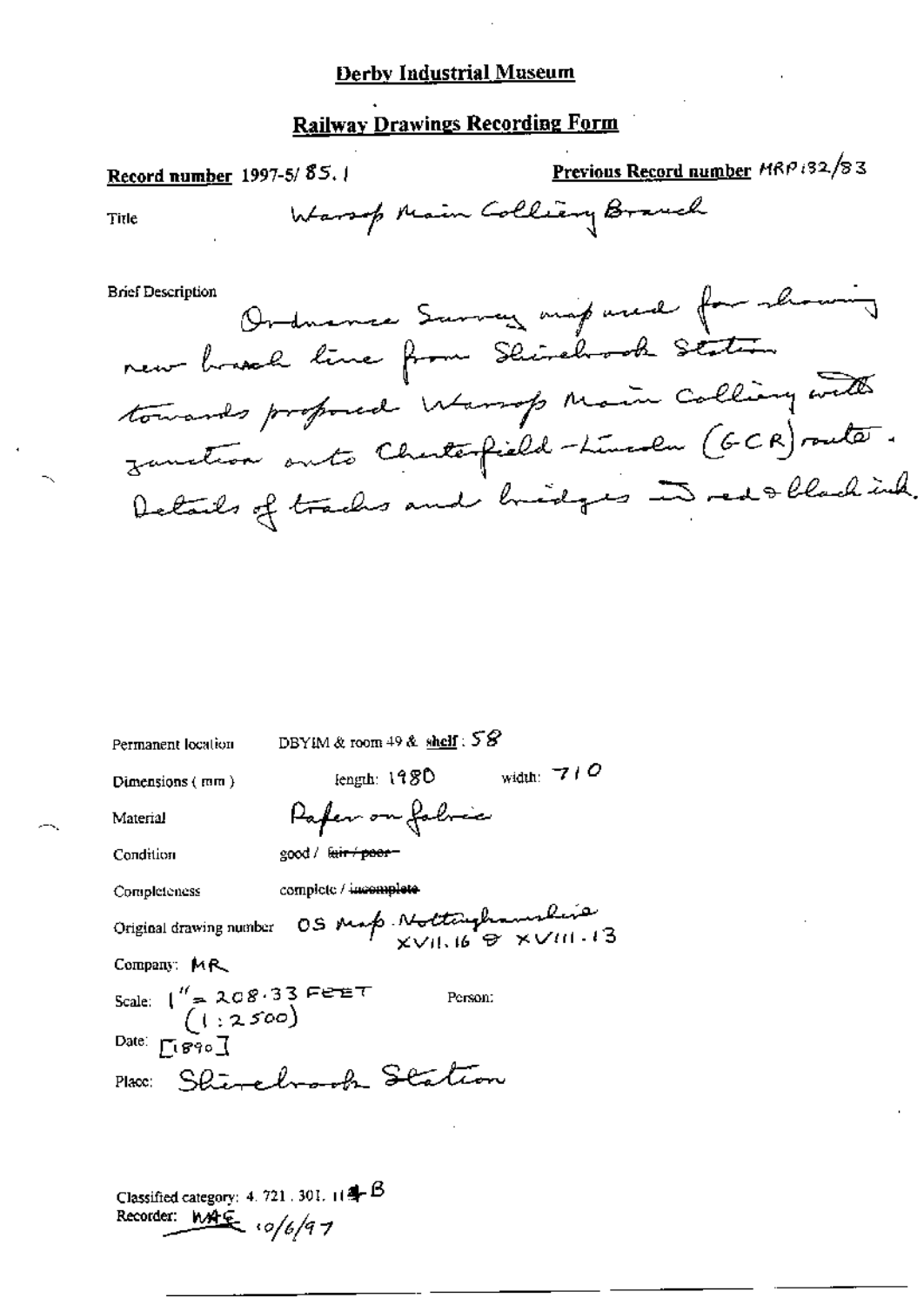# Derby Industrial Museum

## Railway Drawings Recording Form

**Record number** 1997-5/ 85.1

**Previous Record number** MRP 132/83

Title: Warsop Main Colliery Branch

Brief Description:
Ordnance Survey map used for showing new branch line from Shirebrook Station towards proposed Warsop Main Colliery with junction onto Chesterfield–Lincoln (GCR) route. Details of tracks and bridges in red & black ink.

Permanent location: DBYIM & room 49 & **shelf** : 58

Dimensions (mm): length: 1980 width: 710

Material: Paper on fabric

Condition: good / ~~fair / poor~~

Completeness: complete / ~~incomplete~~

Original drawing number: OS Map. Nottinghamshire XVII.16 & XVIII.13

Company: MR

Scale: 1" = 208.33 FEET (1:2500)

Person:

Date: [1890]

Place: Shirebrook Station

Classified category: 4. 721. 301. 114 B

Recorder: MAE 10/6/97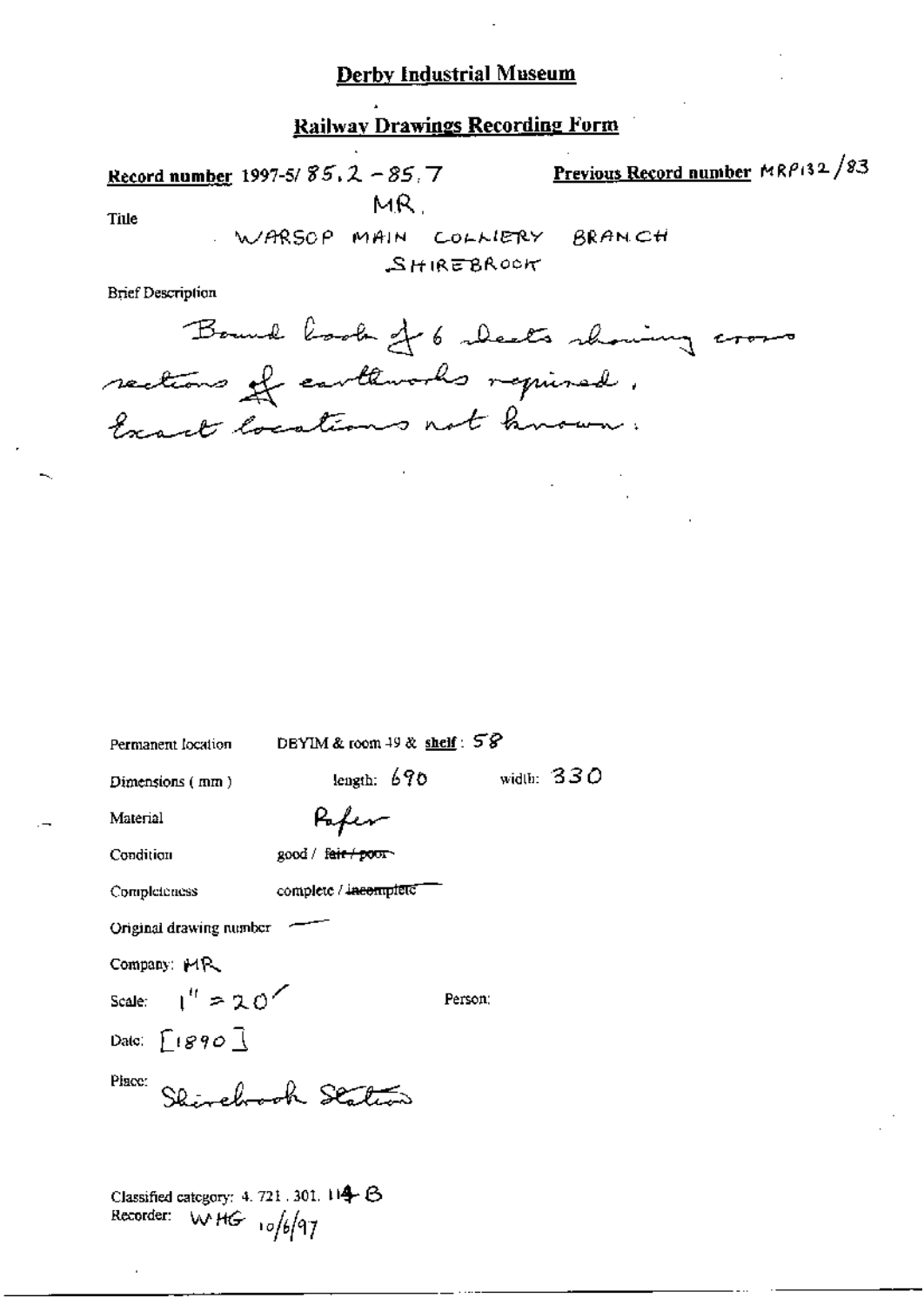# Derby Industrial Museum

## Railway Drawings Recording Form

**Record number** 1997-5/ 85.2 - 85.7

**Previous Record number** MRP132/83

Title

MR.

WARSOP MAIN COLLIERY BRANCH

SHIREBROOK

Brief Description

Bound book of 6 sheets showing cross sections of earthworks required. Exact locations not known.

Permanent location DBYIM & room 49 & **shelf**: 58

Dimensions (mm) length: 690 width: 330

Material Paper

Condition good / ~~fair / poor~~

Completeness complete / ~~incomplete~~

Original drawing number —

Company: MR

Scale: 1" = 20'

Person:

Date: [1890]

Place: Shirebrook Station

Classified category: 4. 721. 301. 114 B

Recorder: WHG 10/6/97